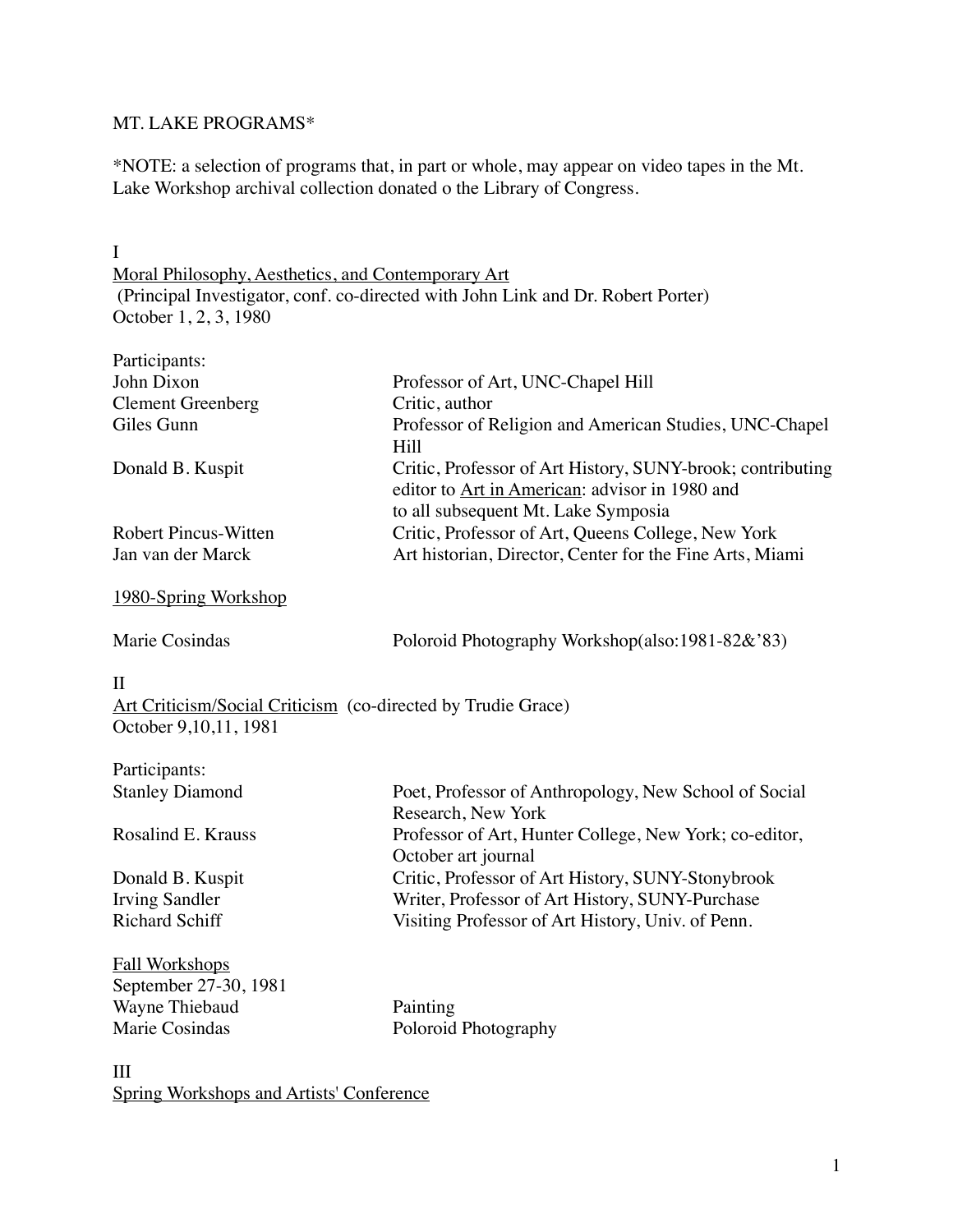MT. LAKE PROGRAMS*

*NOTE: a selection of programs that, in part or whole, may appear on video tapes in the Mt. Lake Workshop archival collection donated o the Library of Congress.

I

<u>Moral Philosophy, Aesthetics, and Contemporary Art</u>
(Principal Investigator, conf. co-directed with John Link and Dr. Robert Porter)
October 1, 2, 3, 1980

Participants:

| | |
|---|---|
| John Dixon | Professor of Art, UNC-Chapel Hill |
| Clement Greenberg | Critic, author |
| Giles Gunn | Professor of Religion and American Studies, UNC-Chapel Hill |
| Donald B. Kuspit | Critic, Professor of Art History, SUNY-brook; contributing editor to <u>Art in American</u>: advisor in 1980 and to all subsequent Mt. Lake Symposia |
| Robert Pincus-Witten | Critic, Professor of Art, Queens College, New York |
| Jan van der Marck | Art historian, Director, Center for the Fine Arts, Miami |

<u>1980-Spring Workshop</u>

| | |
|---|---|
| Marie Cosindas | Poloroid Photography Workshop(also:1981-82&'83) |

II

<u>Art Criticism/Social Criticism</u> (co-directed by Trudie Grace)
October 9,10,11, 1981

Participants:

| | |
|---|---|
| Stanley Diamond | Poet, Professor of Anthropology, New School of Social Research, New York |
| Rosalind E. Krauss | Professor of Art, Hunter College, New York; co-editor, October art journal |
| Donald B. Kuspit | Critic, Professor of Art History, SUNY-Stonybrook |
| Irving Sandler | Writer, Professor of Art History, SUNY-Purchase |
| Richard Schiff | Visiting Professor of Art History, Univ. of Penn. |

<u>Fall Workshops</u>
September 27-30, 1981

| | |
|---|---|
| Wayne Thiebaud | Painting |
| Marie Cosindas | Poloroid Photography |

III

<u>Spring Workshops and Artists' Conference</u>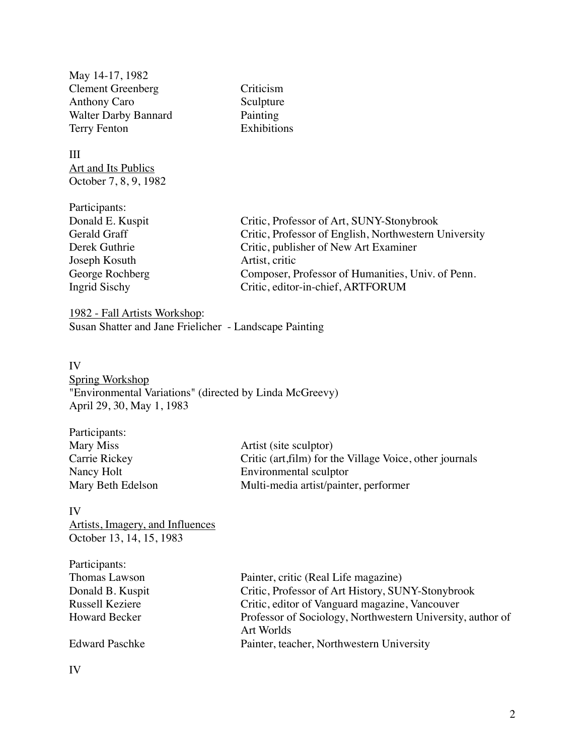May 14-17, 1982

| | |
|---|---|
| Clement Greenberg | Criticism |
| Anthony Caro | Sculpture |
| Walter Darby Bannard | Painting |
| Terry Fenton | Exhibitions |

III

<u>Art and Its Publics</u>
October 7, 8, 9, 1982

Participants:

| | |
|---|---|
| Donald E. Kuspit | Critic, Professor of Art, SUNY-Stonybrook |
| Gerald Graff | Critic, Professor of English, Northwestern University |
| Derek Guthrie | Critic, publisher of New Art Examiner |
| Joseph Kosuth | Artist, critic |
| George Rochberg | Composer, Professor of Humanities, Univ. of Penn. |
| Ingrid Sischy | Critic, editor-in-chief, ARTFORUM |

<u>1982 - Fall Artists Workshop</u>:
Susan Shatter and Jane Frielicher - Landscape Painting

IV

<u>Spring Workshop</u>
"Environmental Variations" (directed by Linda McGreevy)
April 29, 30, May 1, 1983

Participants:

| | |
|---|---|
| Mary Miss | Artist (site sculptor) |
| Carrie Rickey | Critic (art,film) for the Village Voice, other journals |
| Nancy Holt | Environmental sculptor |
| Mary Beth Edelson | Multi-media artist/painter, performer |

IV

<u>Artists, Imagery, and Influences</u>
October 13, 14, 15, 1983

Participants:

| | |
|---|---|
| Thomas Lawson | Painter, critic (Real Life magazine) |
| Donald B. Kuspit | Critic, Professor of Art History, SUNY-Stonybrook |
| Russell Keziere | Critic, editor of Vanguard magazine, Vancouver |
| Howard Becker | Professor of Sociology, Northwestern University, author of Art Worlds |
| Edward Paschke | Painter, teacher, Northwestern University |

IV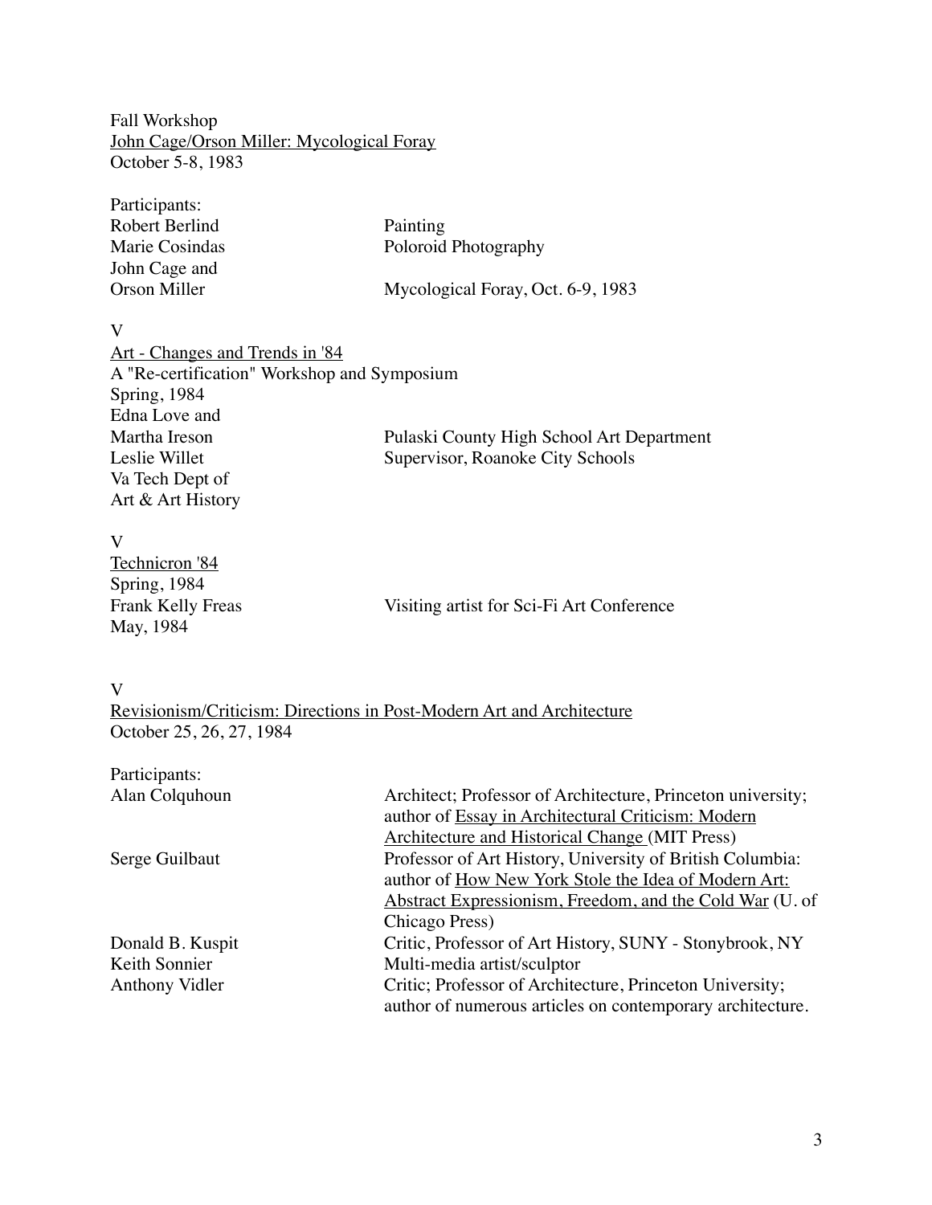Fall Workshop
<u>John Cage/Orson Miller: Mycological Foray</u>
October 5-8, 1983

Participants:

| | |
|---|---|
| Robert Berlind | Painting |
| Marie Cosindas | Poloroid Photography |
| John Cage and Orson Miller | Mycological Foray, Oct. 6-9, 1983 |

V

<u>Art - Changes and Trends in '84</u>
A "Re-certification" Workshop and Symposium
Spring, 1984

| | |
|---|---|
| Edna Love and Martha Ireson | Pulaski County High School Art Department |
| Leslie Willet | Supervisor, Roanoke City Schools |
| Va Tech Dept of Art & Art History | |

V

<u>Technicron '84</u>
Spring, 1984

| | |
|---|---|
| Frank Kelly Freas | Visiting artist for Sci-Fi Art Conference |
| May, 1984 | |

V

<u>Revisionism/Criticism: Directions in Post-Modern Art and Architecture</u>
October 25, 26, 27, 1984

Participants:

| | |
|---|---|
| Alan Colquhoun | Architect; Professor of Architecture, Princeton university; author of <u>Essay in Architectural Criticism: Modern Architecture and Historical Change</u> (MIT Press) |
| Serge Guilbaut | Professor of Art History, University of British Columbia: author of <u>How New York Stole the Idea of Modern Art: Abstract Expressionism, Freedom, and the Cold War</u> (U. of Chicago Press) |
| Donald B. Kuspit | Critic, Professor of Art History, SUNY - Stonybrook, NY |
| Keith Sonnier | Multi-media artist/sculptor |
| Anthony Vidler | Critic; Professor of Architecture, Princeton University; author of numerous articles on contemporary architecture. |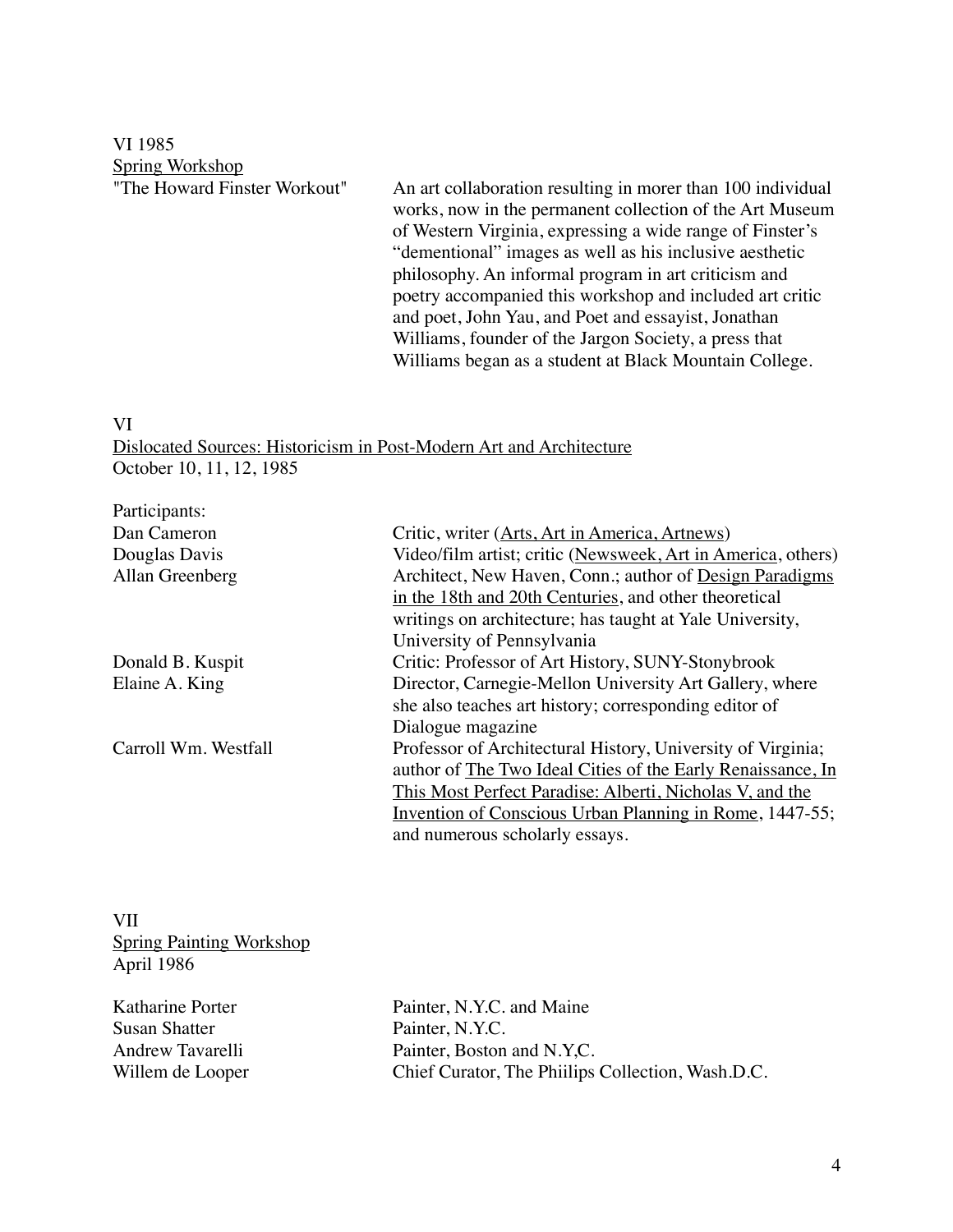VI 1985

Spring Workshop

| | |
|---|---|
| "The Howard Finster Workout" | An art collaboration resulting in morer than 100 individual works, now in the permanent collection of the Art Museum of Western Virginia, expressing a wide range of Finster's "dementional" images as well as his inclusive aesthetic philosophy. An informal program in art criticism and poetry accompanied this workshop and included art critic and poet, John Yau, and Poet and essayist, Jonathan Williams, founder of the Jargon Society, a press that Williams began as a student at Black Mountain College. |

VI

Dislocated Sources: Historicism in Post-Modern Art and Architecture

October 10, 11, 12, 1985

Participants:

| | |
|---|---|
| Dan Cameron | Critic, writer (Arts, Art in America, Artnews) |
| Douglas Davis | Video/film artist; critic (Newsweek, Art in America, others) |
| Allan Greenberg | Architect, New Haven, Conn.; author of Design Paradigms in the 18th and 20th Centuries, and other theoretical writings on architecture; has taught at Yale University, University of Pennsylvania |
| Donald B. Kuspit | Critic: Professor of Art History, SUNY-Stonybrook |
| Elaine A. King | Director, Carnegie-Mellon University Art Gallery, where she also teaches art history; corresponding editor of Dialogue magazine |
| Carroll Wm. Westfall | Professor of Architectural History, University of Virginia; author of The Two Ideal Cities of the Early Renaissance, In This Most Perfect Paradise: Alberti, Nicholas V, and the Invention of Conscious Urban Planning in Rome, 1447-55; and numerous scholarly essays. |

VII

Spring Painting Workshop

April 1986

| | |
|---|---|
| Katharine Porter | Painter, N.Y.C. and Maine |
| Susan Shatter | Painter, N.Y.C. |
| Andrew Tavarelli | Painter, Boston and N.Y,C. |
| Willem de Looper | Chief Curator, The Phiilips Collection, Wash.D.C. |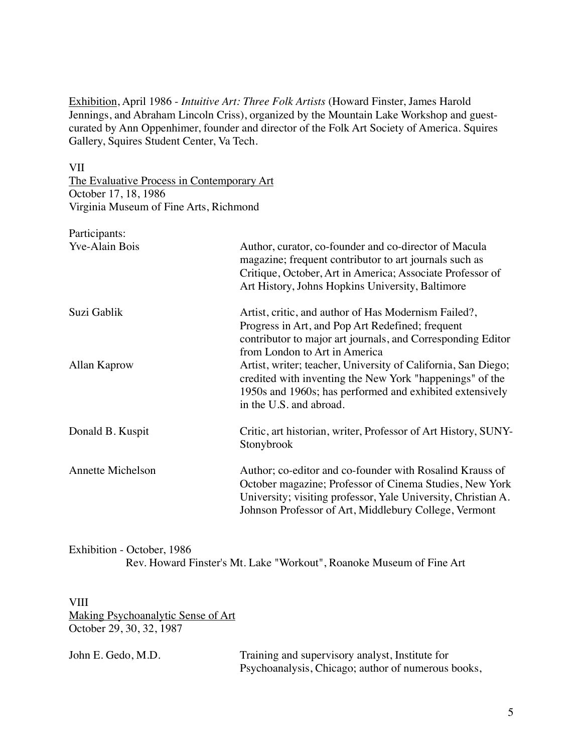Exhibition, April 1986 - *Intuitive Art: Three Folk Artists* (Howard Finster, James Harold Jennings, and Abraham Lincoln Criss), organized by the Mountain Lake Workshop and guest-curated by Ann Oppenhimer, founder and director of the Folk Art Society of America. Squires Gallery, Squires Student Center, Va Tech.

VII
The Evaluative Process in Contemporary Art
October 17, 18, 1986
Virginia Museum of Fine Arts, Richmond

Participants:

| | |
|---|---|
| Yve-Alain Bois | Author, curator, co-founder and co-director of Macula magazine; frequent contributor to art journals such as Critique, October, Art in America; Associate Professor of Art History, Johns Hopkins University, Baltimore |
| Suzi Gablik | Artist, critic, and author of Has Modernism Failed?, Progress in Art, and Pop Art Redefined; frequent contributor to major art journals, and Corresponding Editor from London to Art in America |
| Allan Kaprow | Artist, writer; teacher, University of California, San Diego; credited with inventing the New York "happenings" of the 1950s and 1960s; has performed and exhibited extensively in the U.S. and abroad. |
| Donald B. Kuspit | Critic, art historian, writer, Professor of Art History, SUNY-Stonybrook |
| Annette Michelson | Author; co-editor and co-founder with Rosalind Krauss of October magazine; Professor of Cinema Studies, New York University; visiting professor, Yale University, Christian A. Johnson Professor of Art, Middlebury College, Vermont |

Exhibition - October, 1986
Rev. Howard Finster's Mt. Lake "Workout", Roanoke Museum of Fine Art

VIII
Making Psychoanalytic Sense of Art
October 29, 30, 32, 1987

| | |
|---|---|
| John E. Gedo, M.D. | Training and supervisory analyst, Institute for Psychoanalysis, Chicago; author of numerous books, |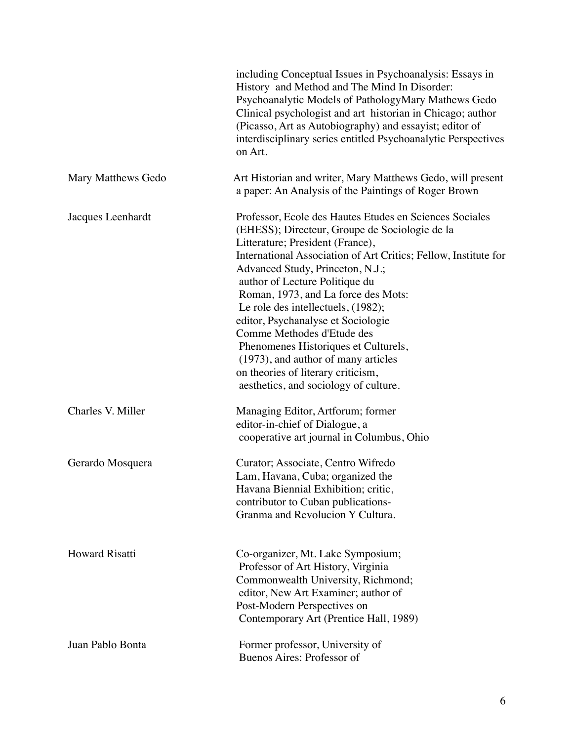| | |
|---|---|
| | including Conceptual Issues in Psychoanalysis: Essays in History and Method and The Mind In Disorder: Psychoanalytic Models of PathologyMary Mathews Gedo Clinical psychologist and art historian in Chicago; author (Picasso, Art as Autobiography) and essayist; editor of interdisciplinary series entitled Psychoanalytic Perspectives on Art. |
| Mary Matthews Gedo | Art Historian and writer, Mary Matthews Gedo, will present a paper: An Analysis of the Paintings of Roger Brown |
| Jacques Leenhardt | Professor, Ecole des Hautes Etudes en Sciences Sociales (EHESS); Directeur, Groupe de Sociologie de la Litterature; President (France), International Association of Art Critics; Fellow, Institute for Advanced Study, Princeton, N.J.; author of Lecture Politique du Roman, 1973, and La force des Mots: Le role des intellectuels, (1982); editor, Psychanalyse et Sociologie Comme Methodes d'Etude des Phenomenes Historiques et Culturels, (1973), and author of many articles on theories of literary criticism, aesthetics, and sociology of culture. |
| Charles V. Miller | Managing Editor, Artforum; former editor-in-chief of Dialogue, a cooperative art journal in Columbus, Ohio |
| Gerardo Mosquera | Curator; Associate, Centro Wifredo Lam, Havana, Cuba; organized the Havana Biennial Exhibition; critic, contributor to Cuban publications- Granma and Revolucion Y Cultura. |
| Howard Risatti | Co-organizer, Mt. Lake Symposium; Professor of Art History, Virginia Commonwealth University, Richmond; editor, New Art Examiner; author of Post-Modern Perspectives on Contemporary Art (Prentice Hall, 1989) |
| Juan Pablo Bonta | Former professor, University of Buenos Aires: Professor of |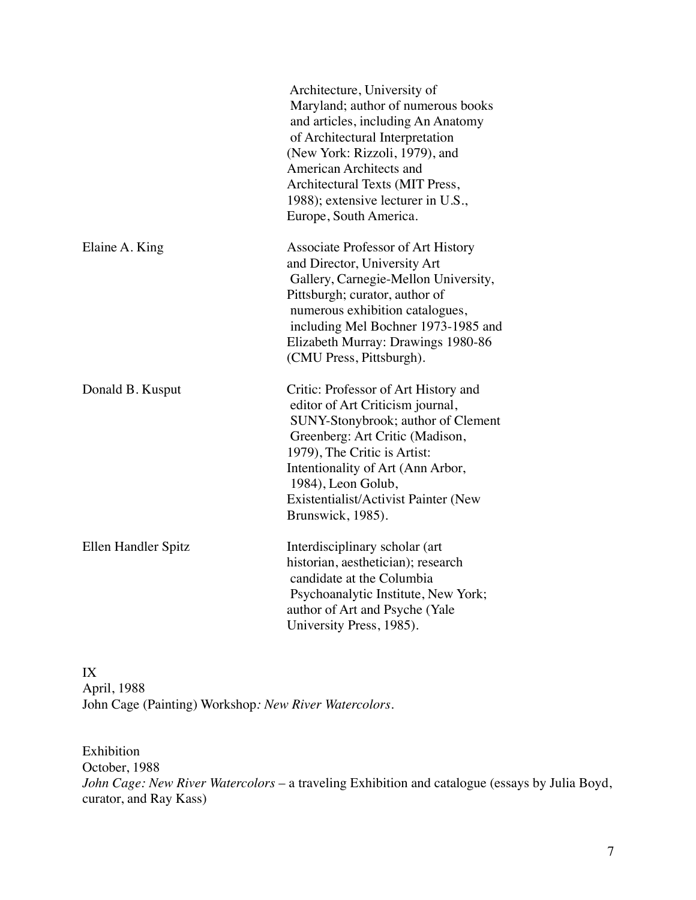| | |
|---|---|
| | Architecture, University of Maryland; author of numerous books and articles, including An Anatomy of Architectural Interpretation (New York: Rizzoli, 1979), and American Architects and Architectural Texts (MIT Press, 1988); extensive lecturer in U.S., Europe, South America. |
| Elaine A. King | Associate Professor of Art History and Director, University Art Gallery, Carnegie-Mellon University, Pittsburgh; curator, author of numerous exhibition catalogues, including Mel Bochner 1973-1985 and Elizabeth Murray: Drawings 1980-86 (CMU Press, Pittsburgh). |
| Donald B. Kusput | Critic: Professor of Art History and editor of Art Criticism journal, SUNY-Stonybrook; author of Clement Greenberg: Art Critic (Madison, 1979), The Critic is Artist: Intentionality of Art (Ann Arbor, 1984), Leon Golub, Existentialist/Activist Painter (New Brunswick, 1985). |
| Ellen Handler Spitz | Interdisciplinary scholar (art historian, aesthetician); research candidate at the Columbia Psychoanalytic Institute, New York; author of Art and Psyche (Yale University Press, 1985). |

IX
April, 1988
John Cage (Painting) Workshop*: New River Watercolors*.

Exhibition
October, 1988
*John Cage: New River Watercolors* – a traveling Exhibition and catalogue (essays by Julia Boyd, curator, and Ray Kass)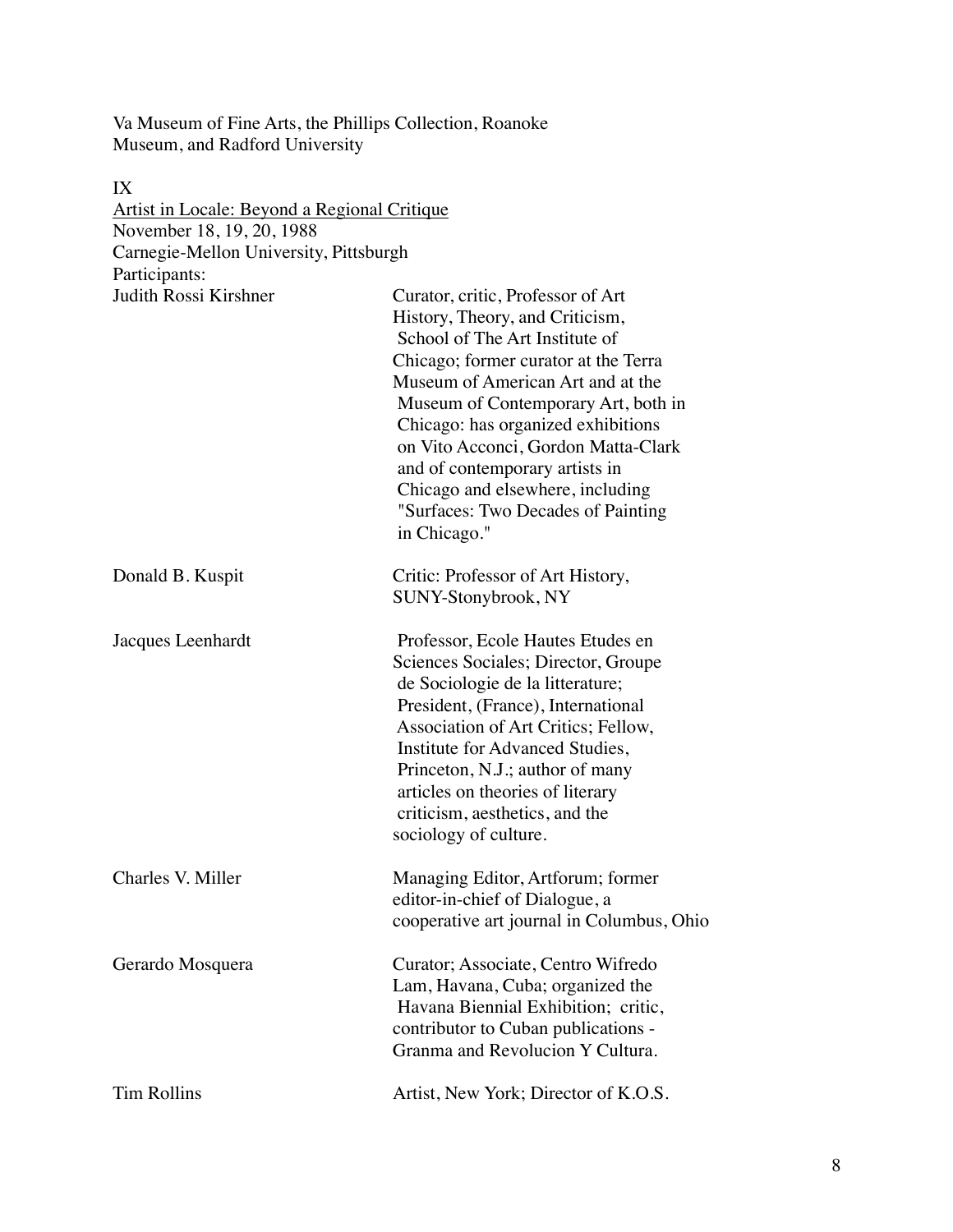Va Museum of Fine Arts, the Phillips Collection, Roanoke Museum, and Radford University

IX

Artist in Locale: Beyond a Regional Critique

November 18, 19, 20, 1988

Carnegie-Mellon University, Pittsburgh

Participants:

| | |
|---|---|
| Judith Rossi Kirshner | Curator, critic, Professor of Art History, Theory, and Criticism, School of The Art Institute of Chicago; former curator at the Terra Museum of American Art and at the Museum of Contemporary Art, both in Chicago: has organized exhibitions on Vito Acconci, Gordon Matta-Clark and of contemporary artists in Chicago and elsewhere, including "Surfaces: Two Decades of Painting in Chicago." |
| Donald B. Kuspit | Critic: Professor of Art History, SUNY-Stonybrook, NY |
| Jacques Leenhardt | Professor, Ecole Hautes Etudes en Sciences Sociales; Director, Groupe de Sociologie de la litterature; President, (France), International Association of Art Critics; Fellow, Institute for Advanced Studies, Princeton, N.J.; author of many articles on theories of literary criticism, aesthetics, and the sociology of culture. |
| Charles V. Miller | Managing Editor, Artforum; former editor-in-chief of Dialogue, a cooperative art journal in Columbus, Ohio |
| Gerardo Mosquera | Curator; Associate, Centro Wifredo Lam, Havana, Cuba; organized the Havana Biennial Exhibition; critic, contributor to Cuban publications - Granma and Revolucion Y Cultura. |
| Tim Rollins | Artist, New York; Director of K.O.S. |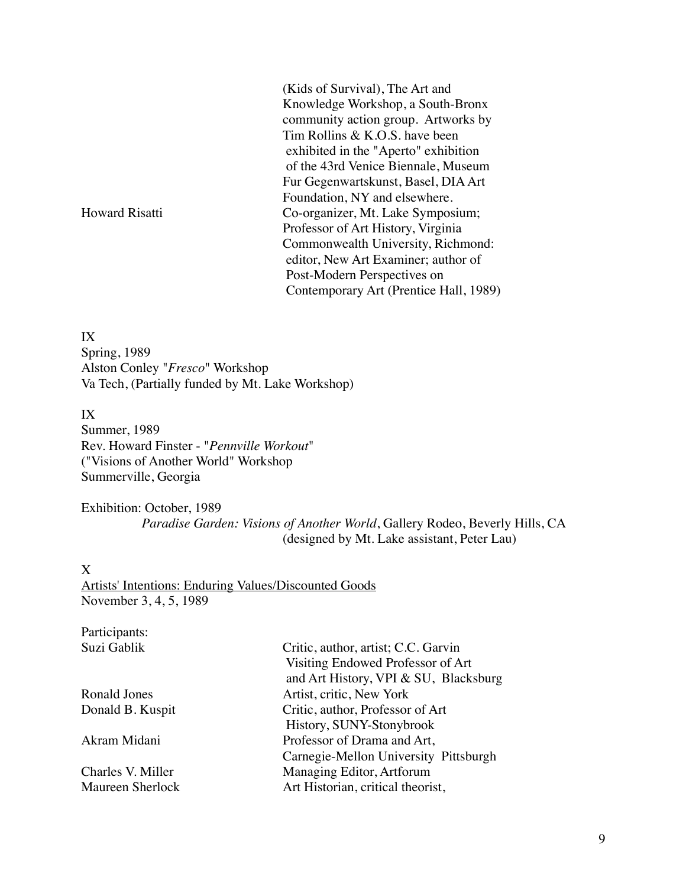| | |
|---|---|
| | (Kids of Survival), The Art and Knowledge Workshop, a South-Bronx community action group. Artworks by Tim Rollins & K.O.S. have been exhibited in the "Aperto" exhibition of the 43rd Venice Biennale, Museum Fur Gegenwartskunst, Basel, DIA Art Foundation, NY and elsewhere. |
| Howard Risatti | Co-organizer, Mt. Lake Symposium; Professor of Art History, Virginia Commonwealth University, Richmond: editor, New Art Examiner; author of Post-Modern Perspectives on Contemporary Art (Prentice Hall, 1989) |

IX
Spring, 1989
Alston Conley "*Fresco*" Workshop
Va Tech, (Partially funded by Mt. Lake Workshop)

IX
Summer, 1989
Rev. Howard Finster - "*Pennville Workout*"
("Visions of Another World" Workshop
Summerville, Georgia

Exhibition: October, 1989
*Paradise Garden: Visions of Another World*, Gallery Rodeo, Beverly Hills, CA
(designed by Mt. Lake assistant, Peter Lau)

X
<u>Artists' Intentions: Enduring Values/Discounted Goods</u>
November 3, 4, 5, 1989

Participants:

| | |
|---|---|
| Suzi Gablik | Critic, author, artist; C.C. Garvin Visiting Endowed Professor of Art and Art History, VPI & SU, Blacksburg |
| Ronald Jones | Artist, critic, New York |
| Donald B. Kuspit | Critic, author, Professor of Art History, SUNY-Stonybrook |
| Akram Midani | Professor of Drama and Art, Carnegie-Mellon University Pittsburgh |
| Charles V. Miller | Managing Editor, Artforum |
| Maureen Sherlock | Art Historian, critical theorist, |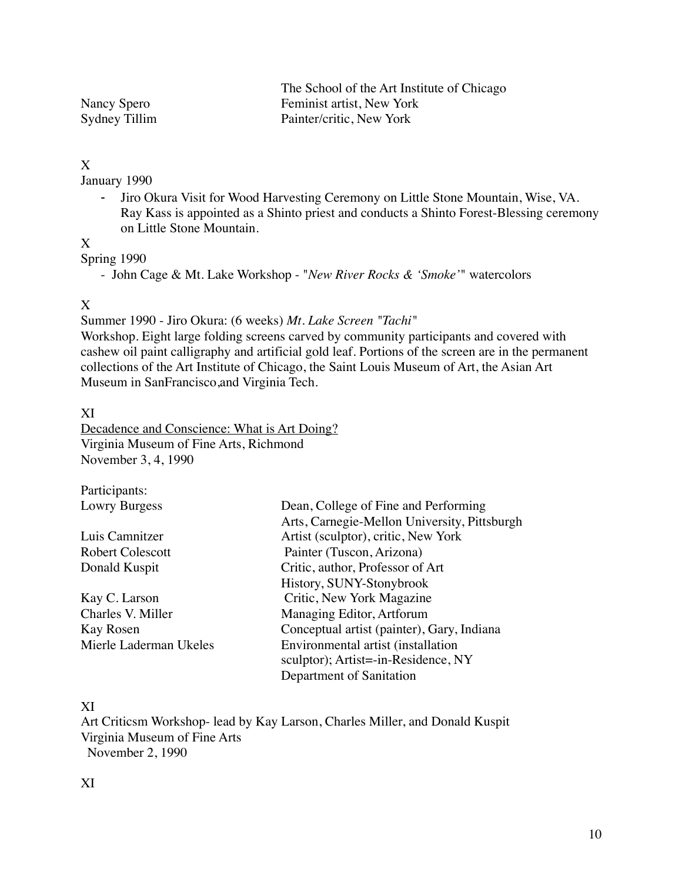| | |
|---|---|
| | The School of the Art Institute of Chicago |
| Nancy Spero | Feminist artist, New York |
| Sydney Tillim | Painter/critic, New York |

X

January 1990

- Jiro Okura Visit for Wood Harvesting Ceremony on Little Stone Mountain, Wise, VA. Ray Kass is appointed as a Shinto priest and conducts a Shinto Forest-Blessing ceremony on Little Stone Mountain.

X

Spring 1990

- John Cage & Mt. Lake Workshop - "*New River Rocks & 'Smoke'*" watercolors

X

Summer 1990 - Jiro Okura: (6 weeks) *Mt. Lake Screen "Tachi"*
Workshop. Eight large folding screens carved by community participants and covered with cashew oil paint calligraphy and artificial gold leaf. Portions of the screen are in the permanent collections of the Art Institute of Chicago, the Saint Louis Museum of Art, the Asian Art Museum in SanFrancisco,and Virginia Tech.

XI

<u>Decadence and Conscience: What is Art Doing?</u>
Virginia Museum of Fine Arts, Richmond
November 3, 4, 1990

Participants:

| | |
|---|---|
| Lowry Burgess | Dean, College of Fine and Performing Arts, Carnegie-Mellon University, Pittsburgh |
| Luis Camnitzer | Artist (sculptor), critic, New York |
| Robert Colescott | Painter (Tuscon, Arizona) |
| Donald Kuspit | Critic, author, Professor of Art History, SUNY-Stonybrook |
| Kay C. Larson | Critic, New York Magazine |
| Charles V. Miller | Managing Editor, Artforum |
| Kay Rosen | Conceptual artist (painter), Gary, Indiana |
| Mierle Laderman Ukeles | Environmental artist (installation sculptor); Artist=-in-Residence, NY Department of Sanitation |

XI

Art Criticsm Workshop- lead by Kay Larson, Charles Miller, and Donald Kuspit
Virginia Museum of Fine Arts
November 2, 1990

XI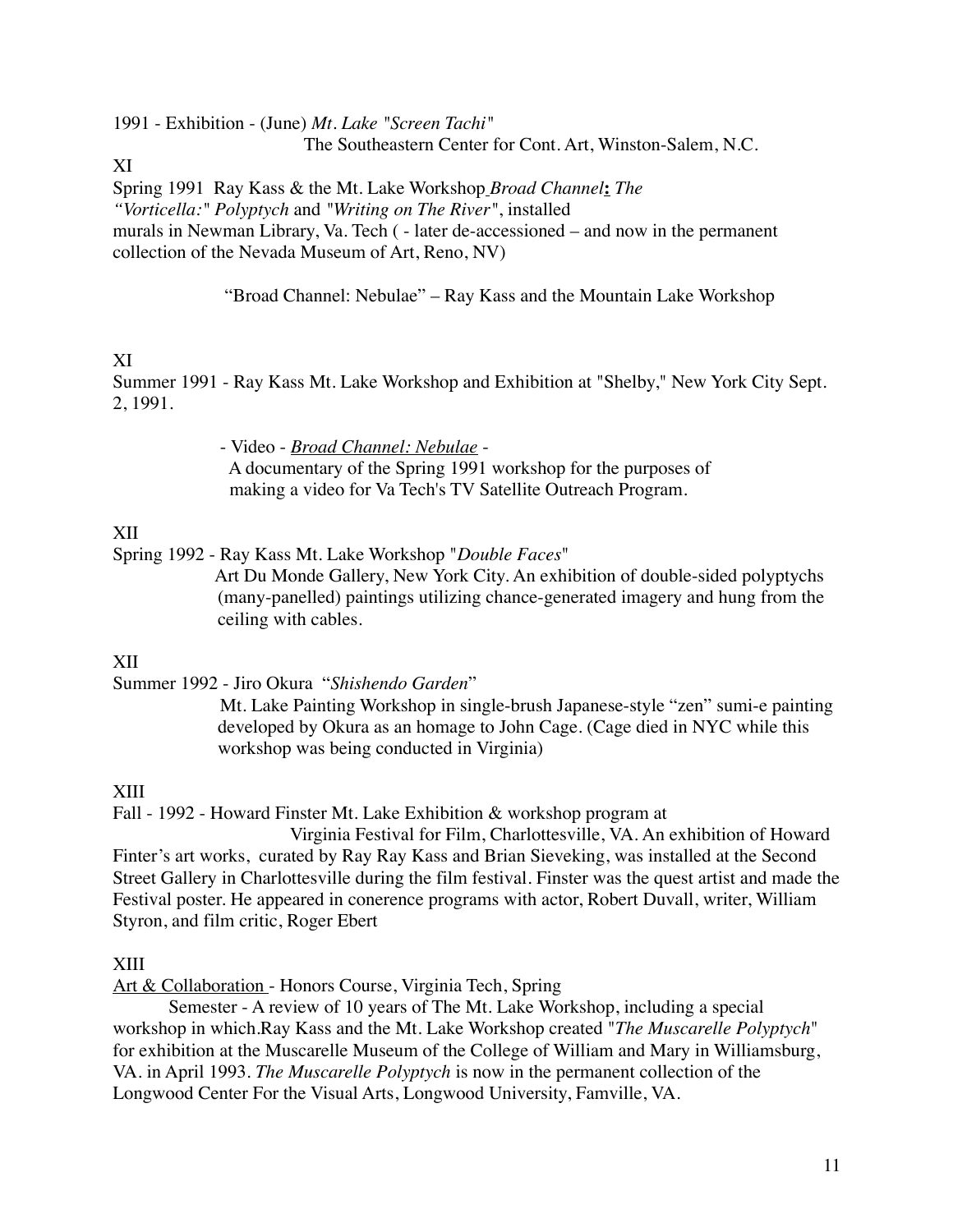1991 - Exhibition - (June) *Mt. Lake "Screen Tachi"*

The Southeastern Center for Cont. Art, Winston-Salem, N.C.

XI

Spring 1991 Ray Kass & the Mt. Lake Workshop *Broad Channel***:** *The "Vorticella:" Polyptych* and *"Writing on The River"*, installed murals in Newman Library, Va. Tech ( - later de-accessioned – and now in the permanent collection of the Nevada Museum of Art, Reno, NV)

"Broad Channel: Nebulae" – Ray Kass and the Mountain Lake Workshop

XI

Summer 1991 - Ray Kass Mt. Lake Workshop and Exhibition at "Shelby," New York City Sept. 2, 1991.

- Video - *Broad Channel: Nebulae* -
  A documentary of the Spring 1991 workshop for the purposes of making a video for Va Tech's TV Satellite Outreach Program.

XII

Spring 1992 - Ray Kass Mt. Lake Workshop "*Double Faces*"

Art Du Monde Gallery, New York City. An exhibition of double-sided polyptychs (many-panelled) paintings utilizing chance-generated imagery and hung from the ceiling with cables.

XII

Summer 1992 - Jiro Okura "*Shishendo Garden*"

Mt. Lake Painting Workshop in single-brush Japanese-style "zen" sumi-e painting developed by Okura as an homage to John Cage. (Cage died in NYC while this workshop was being conducted in Virginia)

XIII

Fall - 1992 - Howard Finster Mt. Lake Exhibition & workshop program at

Virginia Festival for Film, Charlottesville, VA. An exhibition of Howard Finter's art works, curated by Ray Ray Kass and Brian Sieveking, was installed at the Second Street Gallery in Charlottesville during the film festival. Finster was the quest artist and made the Festival poster. He appeared in conerence programs with actor, Robert Duvall, writer, William Styron, and film critic, Roger Ebert

XIII

Art & Collaboration - Honors Course, Virginia Tech, Spring

Semester - A review of 10 years of The Mt. Lake Workshop, including a special workshop in which.Ray Kass and the Mt. Lake Workshop created "*The Muscarelle Polyptych*" for exhibition at the Muscarelle Museum of the College of William and Mary in Williamsburg, VA. in April 1993. *The Muscarelle Polyptych* is now in the permanent collection of the Longwood Center For the Visual Arts, Longwood University, Famville, VA.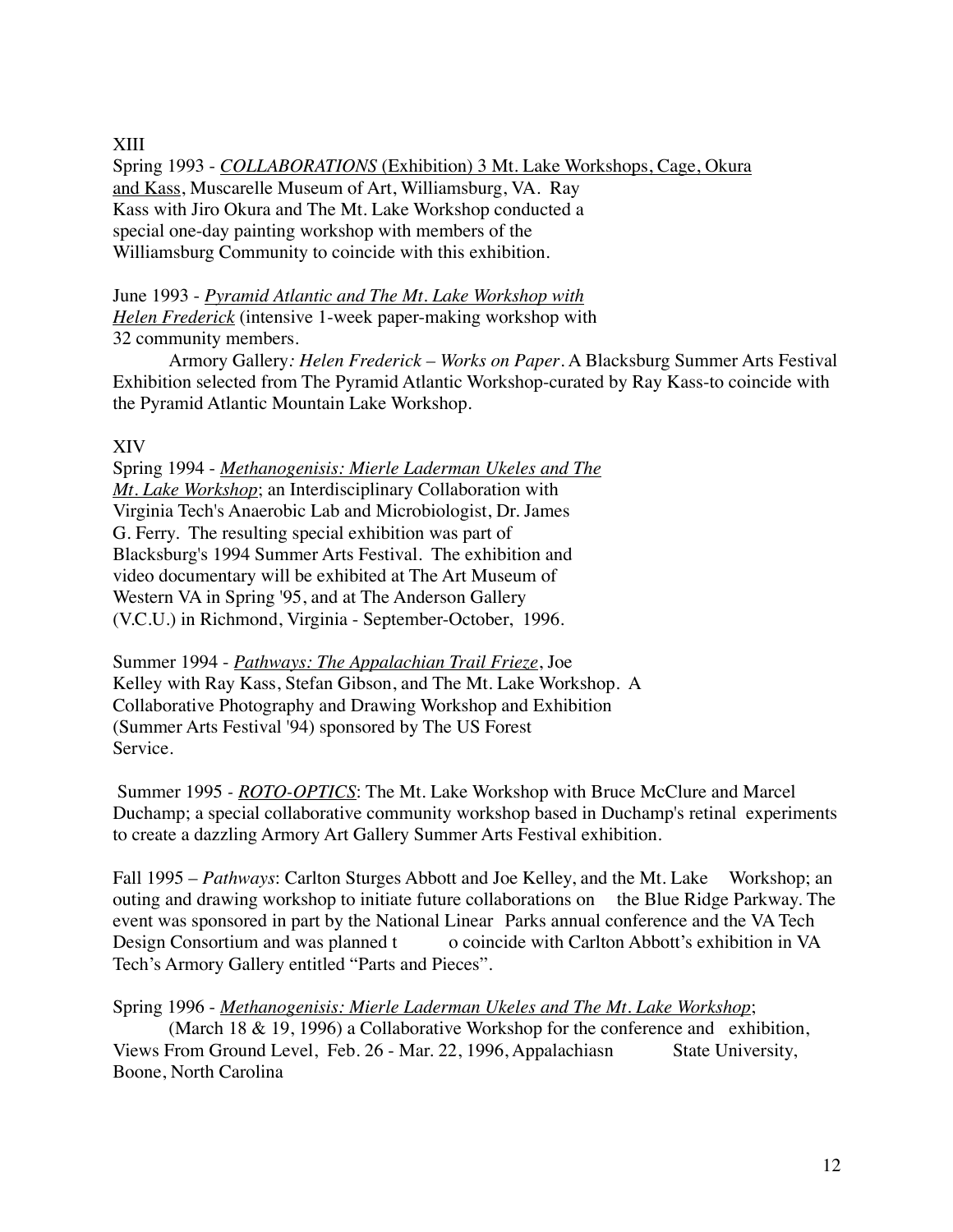XIII

Spring 1993 - <u>*COLLABORATIONS* (Exhibition) 3 Mt. Lake Workshops, Cage, Okura and Kass</u>, Muscarelle Museum of Art, Williamsburg, VA. Ray Kass with Jiro Okura and The Mt. Lake Workshop conducted a special one-day painting workshop with members of the Williamsburg Community to coincide with this exhibition.

June 1993 - <u>*Pyramid Atlantic and The Mt. Lake Workshop with Helen Frederick*</u> (intensive 1-week paper-making workshop with 32 community members.

Armory Gallery*: Helen Frederick – Works on Paper*. A Blacksburg Summer Arts Festival Exhibition selected from The Pyramid Atlantic Workshop-curated by Ray Kass-to coincide with the Pyramid Atlantic Mountain Lake Workshop.

XIV

Spring 1994 - <u>*Methanogenisis: Mierle Laderman Ukeles and The Mt. Lake Workshop*</u>; an Interdisciplinary Collaboration with Virginia Tech's Anaerobic Lab and Microbiologist, Dr. James G. Ferry. The resulting special exhibition was part of Blacksburg's 1994 Summer Arts Festival. The exhibition and video documentary will be exhibited at The Art Museum of Western VA in Spring '95, and at The Anderson Gallery (V.C.U.) in Richmond, Virginia - September-October, 1996.

Summer 1994 - <u>*Pathways: The Appalachian Trail Frieze*</u>, Joe Kelley with Ray Kass, Stefan Gibson, and The Mt. Lake Workshop. A Collaborative Photography and Drawing Workshop and Exhibition (Summer Arts Festival '94) sponsored by The US Forest Service.

Summer 1995 - <u>*ROTO-OPTICS*</u>: The Mt. Lake Workshop with Bruce McClure and Marcel Duchamp; a special collaborative community workshop based in Duchamp's retinal experiments to create a dazzling Armory Art Gallery Summer Arts Festival exhibition.

Fall 1995 – *Pathways*: Carlton Sturges Abbott and Joe Kelley, and the Mt. Lake Workshop; an outing and drawing workshop to initiate future collaborations on the Blue Ridge Parkway. The event was sponsored in part by the National Linear Parks annual conference and the VA Tech Design Consortium and was planned t o coincide with Carlton Abbott's exhibition in VA Tech's Armory Gallery entitled "Parts and Pieces".

Spring 1996 - <u>*Methanogenisis: Mierle Laderman Ukeles and The Mt. Lake Workshop*</u>;
(March 18 & 19, 1996) a Collaborative Workshop for the conference and exhibition, Views From Ground Level, Feb. 26 - Mar. 22, 1996, Appalachiasn State University, Boone, North Carolina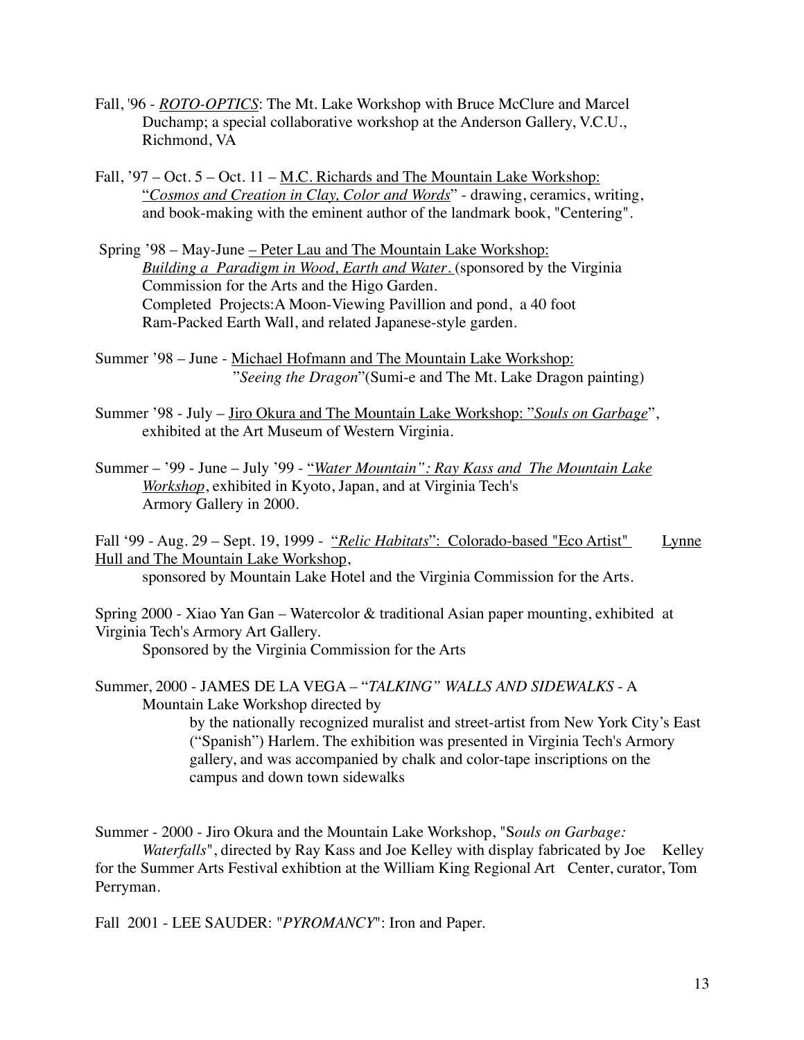Fall, '96 - ***ROTO-OPTICS***: The Mt. Lake Workshop with Bruce McClure and Marcel Duchamp; a special collaborative workshop at the Anderson Gallery, V.C.U., Richmond, VA

Fall, '97 – Oct. 5 – Oct. 11 – M.C. Richards and The Mountain Lake Workshop: "*Cosmos and Creation in Clay, Color and Words*" - drawing, ceramics, writing, and book-making with the eminent author of the landmark book, "Centering".

Spring '98 – May-June – Peter Lau and The Mountain Lake Workshop: *Building a Paradigm in Wood, Earth and Water.* (sponsored by the Virginia Commission for the Arts and the Higo Garden.
Completed Projects:A Moon-Viewing Pavillion and pond, a 40 foot Ram-Packed Earth Wall, and related Japanese-style garden.

Summer '98 – June - Michael Hofmann and The Mountain Lake Workshop: "*Seeing the Dragon*"(Sumi-e and The Mt. Lake Dragon painting)

Summer '98 - July – Jiro Okura and The Mountain Lake Workshop: "*Souls on Garbage*", exhibited at the Art Museum of Western Virginia.

Summer – '99 - June – July '99 - "*Water Mountain": Ray Kass and The Mountain Lake Workshop*, exhibited in Kyoto, Japan, and at Virginia Tech's Armory Gallery in 2000.

Fall '99 - Aug. 29 – Sept. 19, 1999 - "*Relic Habitats*": Colorado-based "Eco Artist" Lynne Hull and The Mountain Lake Workshop,
sponsored by Mountain Lake Hotel and the Virginia Commission for the Arts.

Spring 2000 - Xiao Yan Gan – Watercolor & traditional Asian paper mounting, exhibited at Virginia Tech's Armory Art Gallery.
Sponsored by the Virginia Commission for the Arts

Summer, 2000 - JAMES DE LA VEGA – "*TALKING" WALLS AND SIDEWALKS* - A Mountain Lake Workshop directed by
by the nationally recognized muralist and street-artist from New York City's East ("Spanish") Harlem. The exhibition was presented in Virginia Tech's Armory gallery, and was accompanied by chalk and color-tape inscriptions on the campus and down town sidewalks

Summer - 2000 - Jiro Okura and the Mountain Lake Workshop, "S*ouls on Garbage: Waterfalls*", directed by Ray Kass and Joe Kelley with display fabricated by Joe Kelley for the Summer Arts Festival exhbition at the William King Regional Art Center, curator, Tom Perryman.

Fall 2001 - LEE SAUDER: "*PYROMANCY*": Iron and Paper.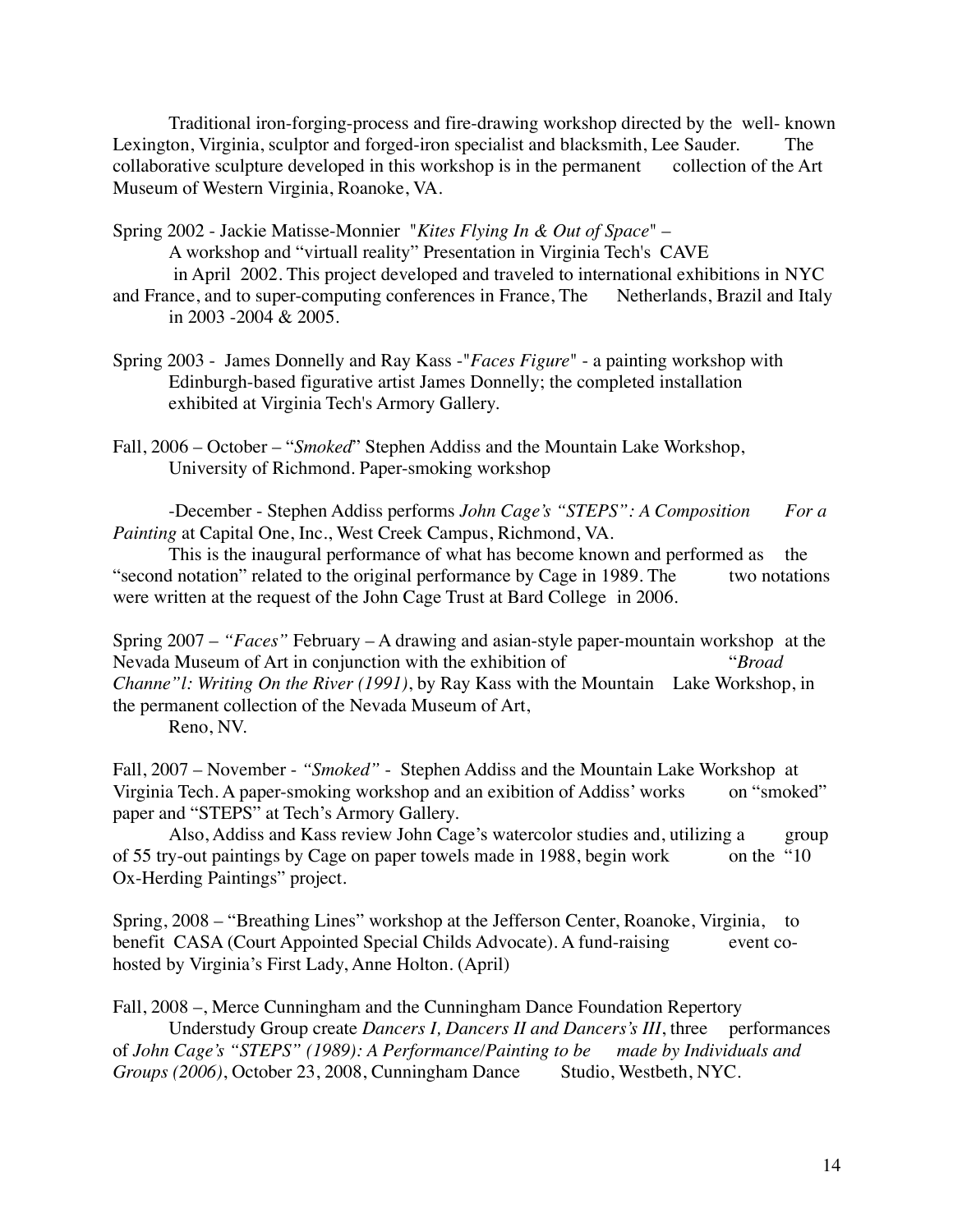Traditional iron-forging-process and fire-drawing workshop directed by the well- known Lexington, Virginia, sculptor and forged-iron specialist and blacksmith, Lee Sauder. The collaborative sculpture developed in this workshop is in the permanent collection of the Art Museum of Western Virginia, Roanoke, VA.

Spring 2002 - Jackie Matisse-Monnier "*Kites Flying In & Out of Space*" – A workshop and "virtuall reality" Presentation in Virginia Tech's CAVE in April 2002. This project developed and traveled to international exhibitions in NYC and France, and to super-computing conferences in France, The Netherlands, Brazil and Italy in 2003 -2004 & 2005.

Spring 2003 - James Donnelly and Ray Kass -"*Faces Figure*" - a painting workshop with Edinburgh-based figurative artist James Donnelly; the completed installation exhibited at Virginia Tech's Armory Gallery.

Fall, 2006 – October – "*Smoked*" Stephen Addiss and the Mountain Lake Workshop, University of Richmond. Paper-smoking workshop

-December - Stephen Addiss performs *John Cage's "STEPS": A Composition For a Painting* at Capital One, Inc., West Creek Campus, Richmond, VA.

This is the inaugural performance of what has become known and performed as the "second notation" related to the original performance by Cage in 1989. The two notations were written at the request of the John Cage Trust at Bard College in 2006.

Spring 2007 – *"Faces"* February – A drawing and asian-style paper-mountain workshop at the Nevada Museum of Art in conjunction with the exhibition of "*Broad Channe"l: Writing On the River (1991)*, by Ray Kass with the Mountain Lake Workshop, in the permanent collection of the Nevada Museum of Art, Reno, NV.

Fall, 2007 – November - *"Smoked"* - Stephen Addiss and the Mountain Lake Workshop at Virginia Tech. A paper-smoking workshop and an exibition of Addiss' works on "smoked" paper and "STEPS" at Tech's Armory Gallery.

Also, Addiss and Kass review John Cage's watercolor studies and, utilizing a group of 55 try-out paintings by Cage on paper towels made in 1988, begin work on the "10 Ox-Herding Paintings" project.

Spring, 2008 – "Breathing Lines" workshop at the Jefferson Center, Roanoke, Virginia, to benefit CASA (Court Appointed Special Childs Advocate). A fund-raising event co-hosted by Virginia's First Lady, Anne Holton. (April)

Fall, 2008 –, Merce Cunningham and the Cunningham Dance Foundation Repertory Understudy Group create *Dancers I, Dancers II and Dancers's III*, three performances of *John Cage's "STEPS" (1989): A Performance/Painting to be made by Individuals and Groups (2006)*, October 23, 2008, Cunningham Dance Studio, Westbeth, NYC.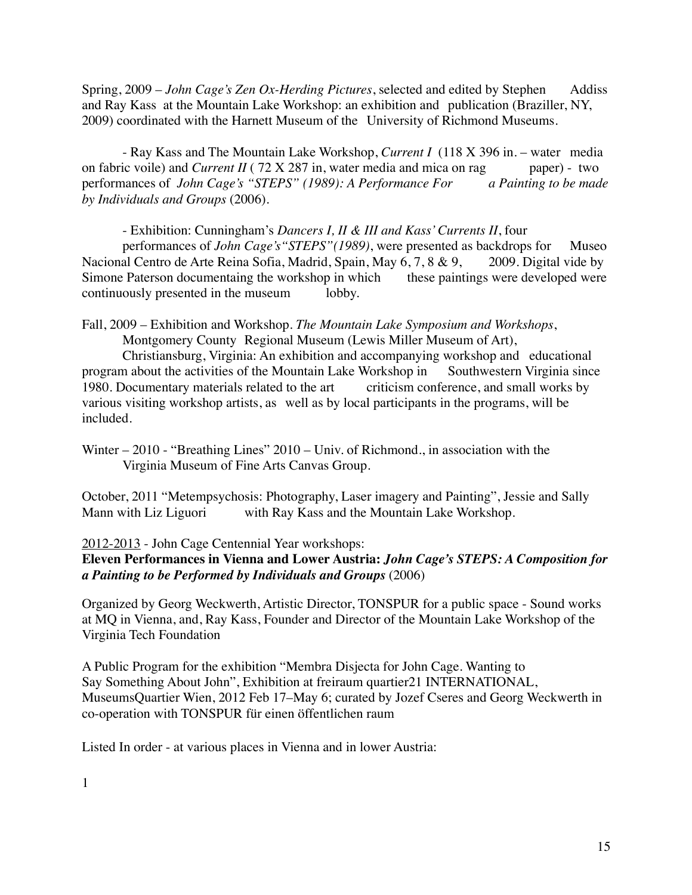Spring, 2009 – *John Cage's Zen Ox-Herding Pictures*, selected and edited by Stephen Addiss and Ray Kass at the Mountain Lake Workshop: an exhibition and publication (Braziller, NY, 2009) coordinated with the Harnett Museum of the University of Richmond Museums.

- Ray Kass and The Mountain Lake Workshop, *Current I* (118 X 396 in. – water media on fabric voile) and *Current II* ( 72 X 287 in, water media and mica on rag paper) - two performances of *John Cage's "STEPS" (1989): A Performance For a Painting to be made by Individuals and Groups* (2006).

- Exhibition: Cunningham's *Dancers I, II & III and Kass' Currents II*, four performances of *John Cage's"STEPS"(1989)*, were presented as backdrops for Museo Nacional Centro de Arte Reina Sofia, Madrid, Spain, May 6, 7, 8 & 9, 2009. Digital vide by Simone Paterson documentaing the workshop in which these paintings were developed were continuously presented in the museum lobby.

Fall, 2009 – Exhibition and Workshop. *The Mountain Lake Symposium and Workshops*, Montgomery County Regional Museum (Lewis Miller Museum of Art), Christiansburg, Virginia: An exhibition and accompanying workshop and educational program about the activities of the Mountain Lake Workshop in Southwestern Virginia since 1980. Documentary materials related to the art criticism conference, and small works by various visiting workshop artists, as well as by local participants in the programs, will be included.

Winter – 2010 - "Breathing Lines" 2010 – Univ. of Richmond., in association with the Virginia Museum of Fine Arts Canvas Group.

October, 2011 "Metempsychosis: Photography, Laser imagery and Painting", Jessie and Sally Mann with Liz Liguori with Ray Kass and the Mountain Lake Workshop.

<u>2012-2013</u> - John Cage Centennial Year workshops:

**Eleven Performances in Vienna and Lower Austria:** ***John Cage's STEPS: A Composition for a Painting to be Performed by Individuals and Groups*** **(2006)**

Organized by Georg Weckwerth, Artistic Director, TONSPUR for a public space - Sound works at MQ in Vienna, and, Ray Kass, Founder and Director of the Mountain Lake Workshop of the Virginia Tech Foundation

A Public Program for the exhibition "Membra Disjecta for John Cage. Wanting to Say Something About John", Exhibition at freiraum quartier21 INTERNATIONAL, MuseumsQuartier Wien, 2012 Feb 17–May 6; curated by Jozef Cseres and Georg Weckwerth in co-operation with TONSPUR für einen öffentlichen raum

Listed In order - at various places in Vienna and in lower Austria:

1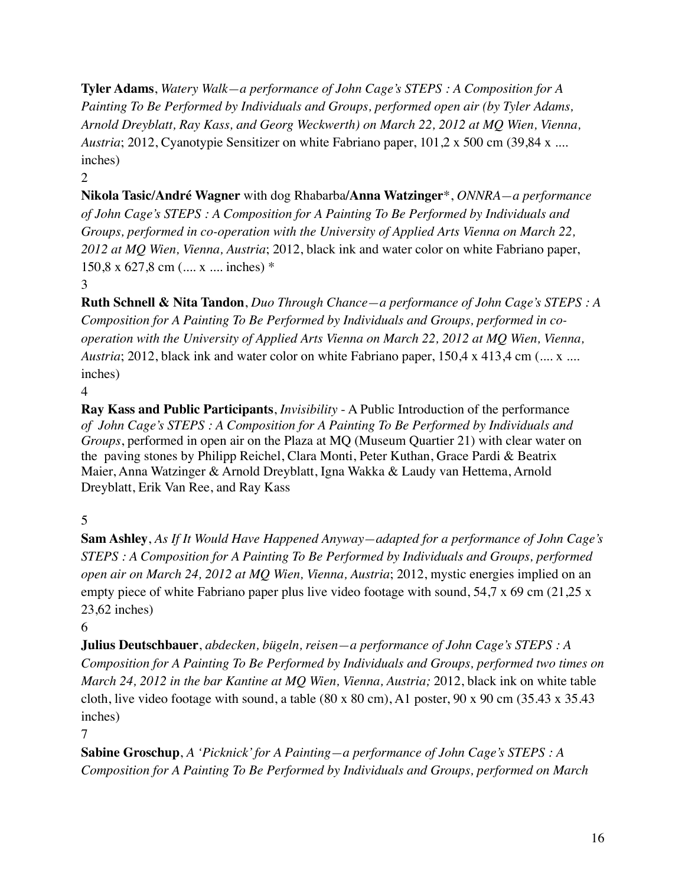**Tyler Adams**, *Watery Walk—a performance of John Cage's STEPS : A Composition for A Painting To Be Performed by Individuals and Groups, performed open air (by Tyler Adams, Arnold Dreyblatt, Ray Kass, and Georg Weckwerth) on March 22, 2012 at MQ Wien, Vienna, Austria*; 2012, Cyanotypie Sensitizer on white Fabriano paper, 101,2 x 500 cm (39,84 x .... inches)

2

**Nikola Tasic/André Wagner** with dog Rhabarba/**Anna Watzinger***, *ONNRA—a performance of John Cage's STEPS : A Composition for A Painting To Be Performed by Individuals and Groups, performed in co-operation with the University of Applied Arts Vienna on March 22, 2012 at MQ Wien, Vienna, Austria*; 2012, black ink and water color on white Fabriano paper, 150,8 x 627,8 cm (.... x .... inches) *

3

**Ruth Schnell & Nita Tandon**, *Duo Through Chance—a performance of John Cage's STEPS : A Composition for A Painting To Be Performed by Individuals and Groups, performed in co-operation with the University of Applied Arts Vienna on March 22, 2012 at MQ Wien, Vienna, Austria*; 2012, black ink and water color on white Fabriano paper, 150,4 x 413,4 cm (.... x .... inches)

4

**Ray Kass and Public Participants**, *Invisibility* - A Public Introduction of the performance of *John Cage's STEPS : A Composition for A Painting To Be Performed by Individuals and Groups*, performed in open air on the Plaza at MQ (Museum Quartier 21) with clear water on the paving stones by Philipp Reichel, Clara Monti, Peter Kuthan, Grace Pardi & Beatrix Maier, Anna Watzinger & Arnold Dreyblatt, Igna Wakka & Laudy van Hettema, Arnold Dreyblatt, Erik Van Ree, and Ray Kass

5

**Sam Ashley**, *As If It Would Have Happened Anyway—adapted for a performance of John Cage's STEPS : A Composition for A Painting To Be Performed by Individuals and Groups, performed open air on March 24, 2012 at MQ Wien, Vienna, Austria*; 2012, mystic energies implied on an empty piece of white Fabriano paper plus live video footage with sound, 54,7 x 69 cm (21,25 x 23,62 inches)

6

**Julius Deutschbauer**, *abdecken, bügeln, reisen—a performance of John Cage's STEPS : A Composition for A Painting To Be Performed by Individuals and Groups, performed two times on March 24, 2012 in the bar Kantine at MQ Wien, Vienna, Austria;* 2012, black ink on white table cloth, live video footage with sound, a table (80 x 80 cm), A1 poster, 90 x 90 cm (35.43 x 35.43 inches)

7

**Sabine Groschup**, *A 'Picknick' for A Painting—a performance of John Cage's STEPS : A Composition for A Painting To Be Performed by Individuals and Groups, performed on March*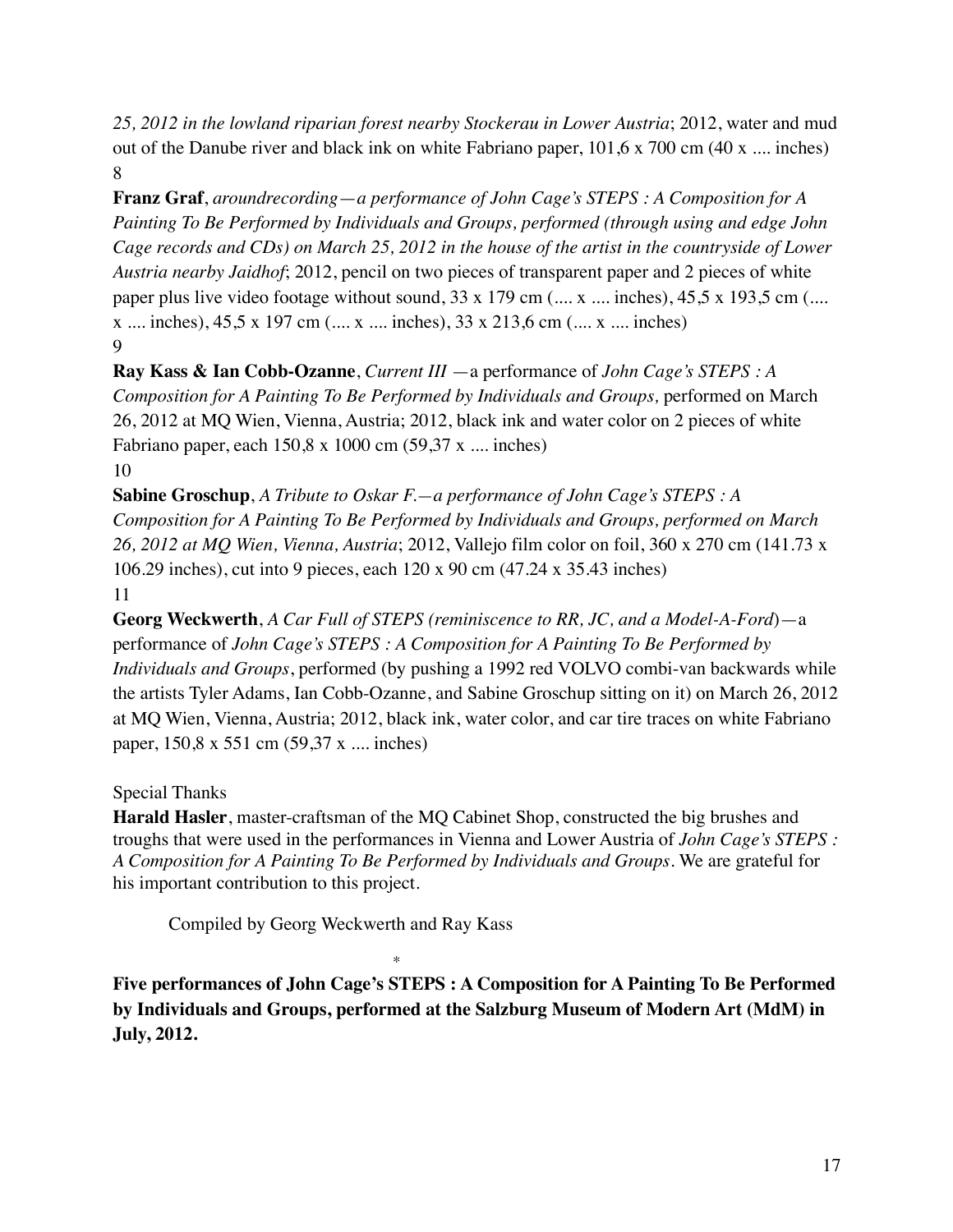*25, 2012 in the lowland riparian forest nearby Stockerau in Lower Austria*; 2012, water and mud out of the Danube river and black ink on white Fabriano paper, 101,6 x 700 cm (40 x .... inches)

8

**Franz Graf**, *aroundrecording—a performance of John Cage's STEPS : A Composition for A Painting To Be Performed by Individuals and Groups, performed (through using and edge John Cage records and CDs) on March 25, 2012 in the house of the artist in the countryside of Lower Austria nearby Jaidhof*; 2012, pencil on two pieces of transparent paper and 2 pieces of white paper plus live video footage without sound, 33 x 179 cm (.... x .... inches), 45,5 x 193,5 cm (.... x .... inches), 45,5 x 197 cm (.... x .... inches), 33 x 213,6 cm (.... x .... inches)

9

**Ray Kass & Ian Cobb-Ozanne**, *Current III* —a performance of *John Cage's STEPS : A Composition for A Painting To Be Performed by Individuals and Groups,* performed on March 26, 2012 at MQ Wien, Vienna, Austria; 2012, black ink and water color on 2 pieces of white Fabriano paper, each 150,8 x 1000 cm (59,37 x .... inches)

10

**Sabine Groschup**, *A Tribute to Oskar F.—a performance of John Cage's STEPS : A Composition for A Painting To Be Performed by Individuals and Groups, performed on March 26, 2012 at MQ Wien, Vienna, Austria*; 2012, Vallejo film color on foil, 360 x 270 cm (141.73 x 106.29 inches), cut into 9 pieces, each 120 x 90 cm (47.24 x 35.43 inches)

11

**Georg Weckwerth**, *A Car Full of STEPS (reminiscence to RR, JC, and a Model-A-Ford*)—a performance of *John Cage's STEPS : A Composition for A Painting To Be Performed by Individuals and Groups*, performed (by pushing a 1992 red VOLVO combi-van backwards while the artists Tyler Adams, Ian Cobb-Ozanne, and Sabine Groschup sitting on it) on March 26, 2012 at MQ Wien, Vienna, Austria; 2012, black ink, water color, and car tire traces on white Fabriano paper, 150,8 x 551 cm (59,37 x .... inches)

Special Thanks

**Harald Hasler**, master-craftsman of the MQ Cabinet Shop, constructed the big brushes and troughs that were used in the performances in Vienna and Lower Austria of *John Cage's STEPS : A Composition for A Painting To Be Performed by Individuals and Groups*. We are grateful for his important contribution to this project.

Compiled by Georg Weckwerth and Ray Kass

*

**Five performances of John Cage's STEPS : A Composition for A Painting To Be Performed by Individuals and Groups, performed at the Salzburg Museum of Modern Art (MdM) in July, 2012.**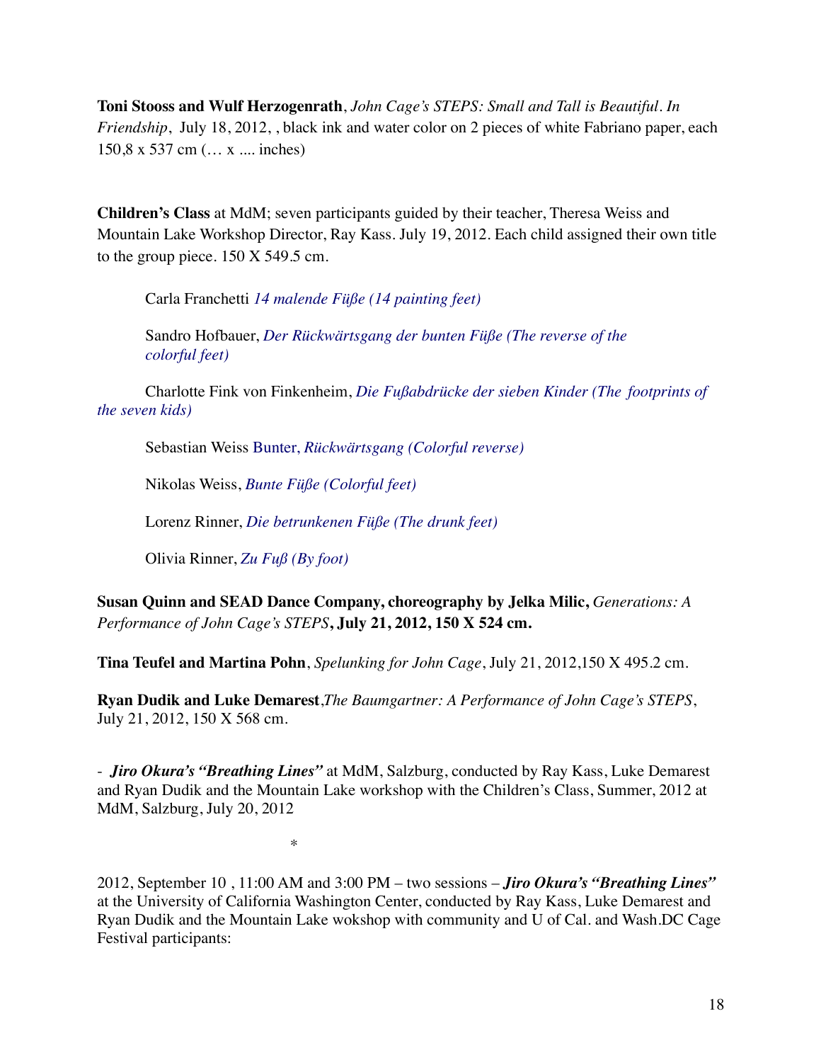**Toni Stooss and Wulf Herzogenrath**, *John Cage's STEPS: Small and Tall is Beautiful. In Friendship*, July 18, 2012, , black ink and water color on 2 pieces of white Fabriano paper, each 150,8 x 537 cm (… x .... inches)

**Children's Class** at MdM; seven participants guided by their teacher, Theresa Weiss and Mountain Lake Workshop Director, Ray Kass. July 19, 2012. Each child assigned their own title to the group piece. 150 X 549.5 cm.

Carla Franchetti *14 malende Füße (14 painting feet)*

Sandro Hofbauer, *Der Rückwärtsgang der bunten Füße (The reverse of the colorful feet)*

Charlotte Fink von Finkenheim, *Die Fußabdrücke der sieben Kinder (The footprints of the seven kids)*

Sebastian Weiss Bunter, *Rückwärtsgang (Colorful reverse)*

Nikolas Weiss, *Bunte Füße (Colorful feet)*

Lorenz Rinner, *Die betrunkenen Füße (The drunk feet)*

Olivia Rinner, *Zu Fuß (By foot)*

**Susan Quinn and SEAD Dance Company, choreography by Jelka Milic,** *Generations: A Performance of John Cage's STEPS***, July 21, 2012, 150 X 524 cm.**

**Tina Teufel and Martina Pohn**, *Spelunking for John Cage*, July 21, 2012,150 X 495.2 cm.

**Ryan Dudik and Luke Demarest**,*The Baumgartner: A Performance of John Cage's STEPS*, July 21, 2012, 150 X 568 cm.

- ***Jiro Okura's "Breathing Lines"*** at MdM, Salzburg, conducted by Ray Kass, Luke Demarest and Ryan Dudik and the Mountain Lake workshop with the Children's Class, Summer, 2012 at MdM, Salzburg, July 20, 2012

*

2012, September 10 , 11:00 AM and 3:00 PM – two sessions – ***Jiro Okura's "Breathing Lines"*** at the University of California Washington Center, conducted by Ray Kass, Luke Demarest and Ryan Dudik and the Mountain Lake wokshop with community and U of Cal. and Wash.DC Cage Festival participants: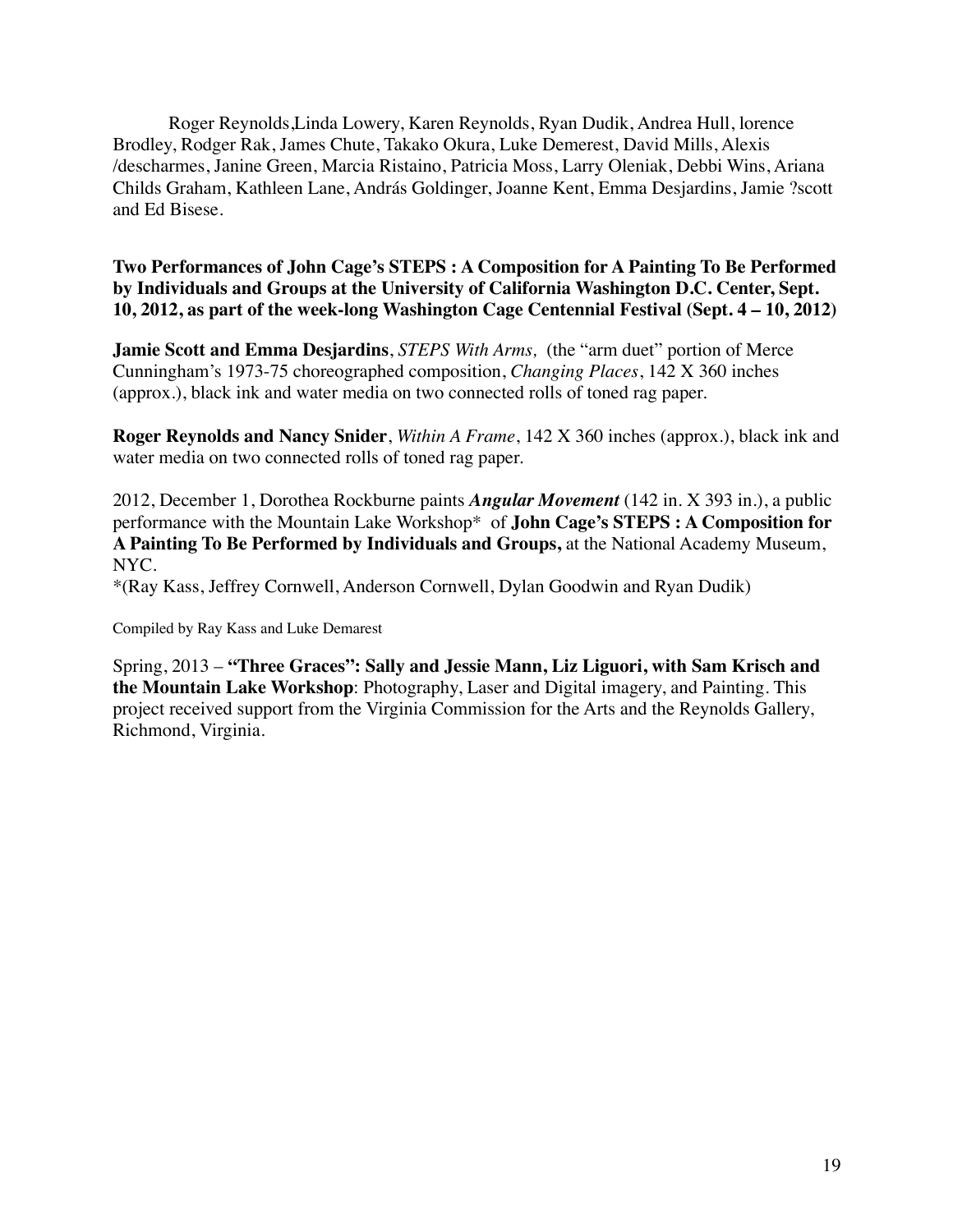Roger Reynolds,Linda Lowery, Karen Reynolds, Ryan Dudik, Andrea Hull, lorence Brodley, Rodger Rak, James Chute, Takako Okura, Luke Demerest, David Mills, Alexis /descharmes, Janine Green, Marcia Ristaino, Patricia Moss, Larry Oleniak, Debbi Wins, Ariana Childs Graham, Kathleen Lane, András Goldinger, Joanne Kent, Emma Desjardins, Jamie ?scott and Ed Bisese.

**Two Performances of John Cage's STEPS : A Composition for A Painting To Be Performed by Individuals and Groups at the University of California Washington D.C. Center, Sept. 10, 2012, as part of the week-long Washington Cage Centennial Festival (Sept. 4 – 10, 2012)**

**Jamie Scott and Emma Desjardins**, *STEPS With Arms,* (the "arm duet" portion of Merce Cunningham's 1973-75 choreographed composition, *Changing Places*, 142 X 360 inches (approx.), black ink and water media on two connected rolls of toned rag paper.

**Roger Reynolds and Nancy Snider**, *Within A Frame*, 142 X 360 inches (approx.), black ink and water media on two connected rolls of toned rag paper.

2012, December 1, Dorothea Rockburne paints ***Angular Movement*** (142 in. X 393 in.), a public performance with the Mountain Lake Workshop* of **John Cage's STEPS : A Composition for A Painting To Be Performed by Individuals and Groups,** at the National Academy Museum, NYC.
*(Ray Kass, Jeffrey Cornwell, Anderson Cornwell, Dylan Goodwin and Ryan Dudik)

Compiled by Ray Kass and Luke Demarest

Spring, 2013 – **"Three Graces": Sally and Jessie Mann, Liz Liguori, with Sam Krisch and the Mountain Lake Workshop**: Photography, Laser and Digital imagery, and Painting. This project received support from the Virginia Commission for the Arts and the Reynolds Gallery, Richmond, Virginia.